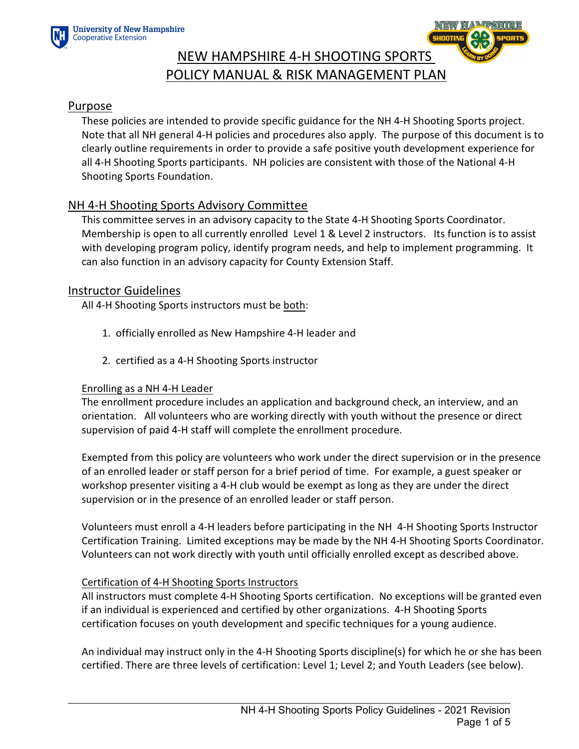# NEW HAMPSHIRE 4-H SHOOTING SPORTS POLICY MANUAL & RISK MANAGEMENT PLAN

## Purpose

These policies are intended to provide specific guidance for the NH 4-H Shooting Sports project. Note that all NH general 4-H policies and procedures also apply. The purpose of this document is to clearly outline requirements in order to provide a safe positive youth development experience for all 4-H Shooting Sports participants. NH policies are consistent with those of the National 4-H Shooting Sports Foundation.

## NH 4-H Shooting Sports Advisory Committee

This committee serves in an advisory capacity to the State 4-H Shooting Sports Coordinator. Membership is open to all currently enrolled Level 1 & Level 2 instructors. Its function is to assist with developing program policy, identify program needs, and help to implement programming. It can also function in an advisory capacity for County Extension Staff.

## Instructor Guidelines

All 4-H Shooting Sports instructors must be both:

1. officially enrolled as New Hampshire 4-H leader and
2. certified as a 4-H Shooting Sports instructor

### Enrolling as a NH 4-H Leader

The enrollment procedure includes an application and background check, an interview, and an orientation. All volunteers who are working directly with youth without the presence or direct supervision of paid 4-H staff will complete the enrollment procedure.

Exempted from this policy are volunteers who work under the direct supervision or in the presence of an enrolled leader or staff person for a brief period of time. For example, a guest speaker or workshop presenter visiting a 4-H club would be exempt as long as they are under the direct supervision or in the presence of an enrolled leader or staff person.

Volunteers must enroll a 4-H leaders before participating in the NH 4-H Shooting Sports Instructor Certification Training. Limited exceptions may be made by the NH 4-H Shooting Sports Coordinator. Volunteers can not work directly with youth until officially enrolled except as described above.

### Certification of 4-H Shooting Sports Instructors

All instructors must complete 4-H Shooting Sports certification. No exceptions will be granted even if an individual is experienced and certified by other organizations. 4-H Shooting Sports certification focuses on youth development and specific techniques for a young audience.

An individual may instruct only in the 4-H Shooting Sports discipline(s) for which he or she has been certified. There are three levels of certification: Level 1; Level 2; and Youth Leaders (see below).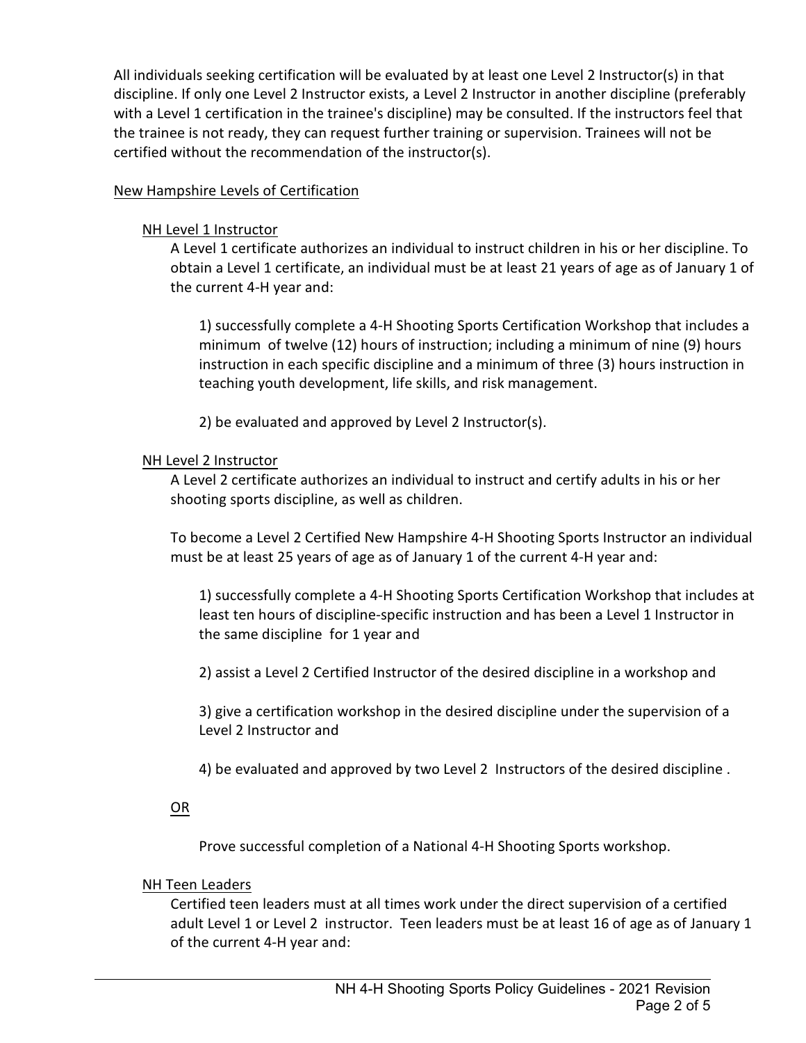All individuals seeking certification will be evaluated by at least one Level 2 Instructor(s) in that discipline. If only one Level 2 Instructor exists, a Level 2 Instructor in another discipline (preferably with a Level 1 certification in the trainee's discipline) may be consulted. If the instructors feel that the trainee is not ready, they can request further training or supervision. Trainees will not be certified without the recommendation of the instructor(s).

## New Hampshire Levels of Certification

### NH Level 1 Instructor

A Level 1 certificate authorizes an individual to instruct children in his or her discipline. To obtain a Level 1 certificate, an individual must be at least 21 years of age as of January 1 of the current 4-H year and:

1) successfully complete a 4-H Shooting Sports Certification Workshop that includes a minimum of twelve (12) hours of instruction; including a minimum of nine (9) hours instruction in each specific discipline and a minimum of three (3) hours instruction in teaching youth development, life skills, and risk management.

2) be evaluated and approved by Level 2 Instructor(s).

### NH Level 2 Instructor

A Level 2 certificate authorizes an individual to instruct and certify adults in his or her shooting sports discipline, as well as children.

To become a Level 2 Certified New Hampshire 4-H Shooting Sports Instructor an individual must be at least 25 years of age as of January 1 of the current 4-H year and:

1) successfully complete a 4-H Shooting Sports Certification Workshop that includes at least ten hours of discipline-specific instruction and has been a Level 1 Instructor in the same discipline for 1 year and

2) assist a Level 2 Certified Instructor of the desired discipline in a workshop and

3) give a certification workshop in the desired discipline under the supervision of a Level 2 Instructor and

4) be evaluated and approved by two Level 2 Instructors of the desired discipline .

OR

Prove successful completion of a National 4-H Shooting Sports workshop.

### NH Teen Leaders

Certified teen leaders must at all times work under the direct supervision of a certified adult Level 1 or Level 2 instructor. Teen leaders must be at least 16 of age as of January 1 of the current 4-H year and: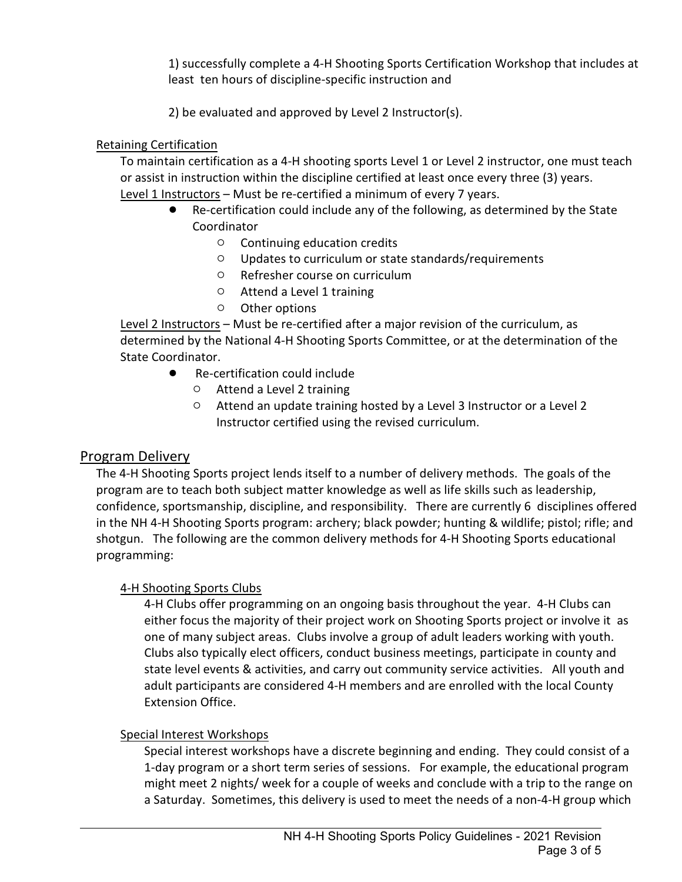1) successfully complete a 4-H Shooting Sports Certification Workshop that includes at least ten hours of discipline-specific instruction and

2) be evaluated and approved by Level 2 Instructor(s).

### Retaining Certification

To maintain certification as a 4-H shooting sports Level 1 or Level 2 instructor, one must teach or assist in instruction within the discipline certified at least once every three (3) years.

Level 1 Instructors – Must be re-certified a minimum of every 7 years.

- Re-certification could include any of the following, as determined by the State Coordinator
  - Continuing education credits
  - Updates to curriculum or state standards/requirements
  - Refresher course on curriculum
  - Attend a Level 1 training
  - Other options

Level 2 Instructors – Must be re-certified after a major revision of the curriculum, as determined by the National 4-H Shooting Sports Committee, or at the determination of the State Coordinator.

- Re-certification could include
  - Attend a Level 2 training
  - Attend an update training hosted by a Level 3 Instructor or a Level 2 Instructor certified using the revised curriculum.

## Program Delivery

The 4-H Shooting Sports project lends itself to a number of delivery methods. The goals of the program are to teach both subject matter knowledge as well as life skills such as leadership, confidence, sportsmanship, discipline, and responsibility. There are currently 6 disciplines offered in the NH 4-H Shooting Sports program: archery; black powder; hunting & wildlife; pistol; rifle; and shotgun. The following are the common delivery methods for 4-H Shooting Sports educational programming:

### 4-H Shooting Sports Clubs

4-H Clubs offer programming on an ongoing basis throughout the year. 4-H Clubs can either focus the majority of their project work on Shooting Sports project or involve it as one of many subject areas. Clubs involve a group of adult leaders working with youth. Clubs also typically elect officers, conduct business meetings, participate in county and state level events & activities, and carry out community service activities. All youth and adult participants are considered 4-H members and are enrolled with the local County Extension Office.

### Special Interest Workshops

Special interest workshops have a discrete beginning and ending. They could consist of a 1-day program or a short term series of sessions. For example, the educational program might meet 2 nights/ week for a couple of weeks and conclude with a trip to the range on a Saturday. Sometimes, this delivery is used to meet the needs of a non-4-H group which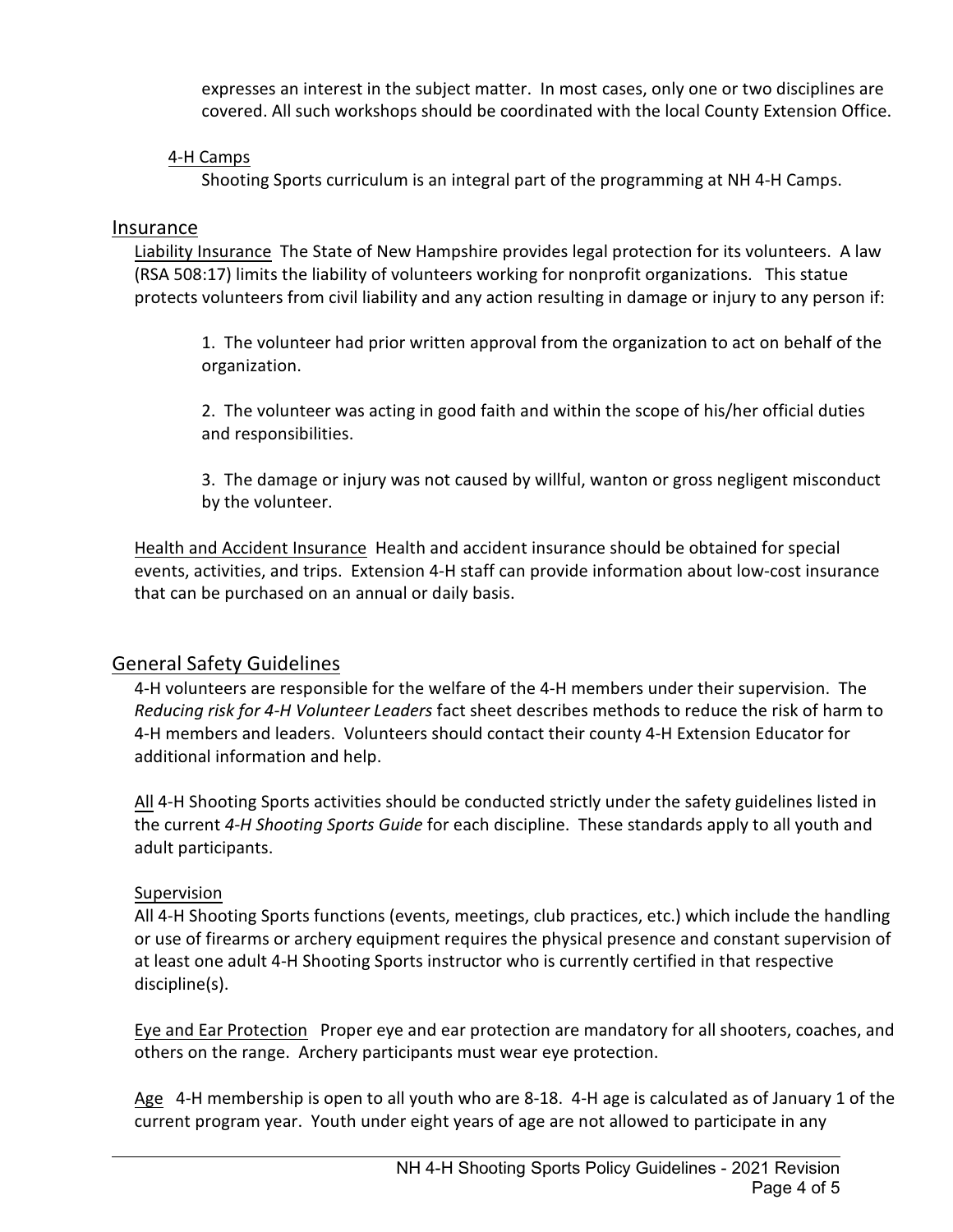expresses an interest in the subject matter. In most cases, only one or two disciplines are covered. All such workshops should be coordinated with the local County Extension Office.

4-H Camps

Shooting Sports curriculum is an integral part of the programming at NH 4-H Camps.

## Insurance

Liability Insurance The State of New Hampshire provides legal protection for its volunteers. A law (RSA 508:17) limits the liability of volunteers working for nonprofit organizations. This statue protects volunteers from civil liability and any action resulting in damage or injury to any person if:

1. The volunteer had prior written approval from the organization to act on behalf of the organization.

2. The volunteer was acting in good faith and within the scope of his/her official duties and responsibilities.

3. The damage or injury was not caused by willful, wanton or gross negligent misconduct by the volunteer.

Health and Accident Insurance Health and accident insurance should be obtained for special events, activities, and trips. Extension 4-H staff can provide information about low-cost insurance that can be purchased on an annual or daily basis.

## General Safety Guidelines

4-H volunteers are responsible for the welfare of the 4-H members under their supervision. The *Reducing risk for 4-H Volunteer Leaders* fact sheet describes methods to reduce the risk of harm to 4-H members and leaders. Volunteers should contact their county 4-H Extension Educator for additional information and help.

All 4-H Shooting Sports activities should be conducted strictly under the safety guidelines listed in the current *4-H Shooting Sports Guide* for each discipline. These standards apply to all youth and adult participants.

Supervision

All 4-H Shooting Sports functions (events, meetings, club practices, etc.) which include the handling or use of firearms or archery equipment requires the physical presence and constant supervision of at least one adult 4-H Shooting Sports instructor who is currently certified in that respective discipline(s).

Eye and Ear Protection Proper eye and ear protection are mandatory for all shooters, coaches, and others on the range. Archery participants must wear eye protection.

Age 4-H membership is open to all youth who are 8-18. 4-H age is calculated as of January 1 of the current program year. Youth under eight years of age are not allowed to participate in any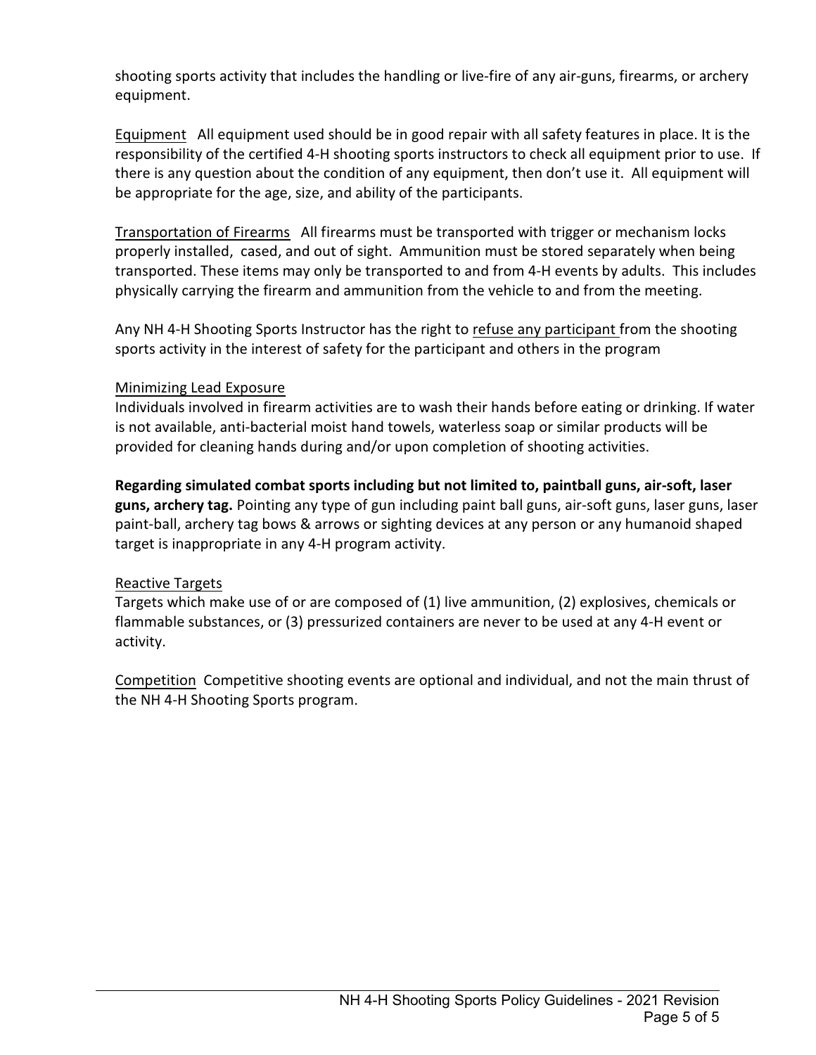shooting sports activity that includes the handling or live-fire of any air-guns, firearms, or archery equipment.

Equipment All equipment used should be in good repair with all safety features in place. It is the responsibility of the certified 4-H shooting sports instructors to check all equipment prior to use. If there is any question about the condition of any equipment, then don't use it. All equipment will be appropriate for the age, size, and ability of the participants.

Transportation of Firearms All firearms must be transported with trigger or mechanism locks properly installed, cased, and out of sight. Ammunition must be stored separately when being transported. These items may only be transported to and from 4-H events by adults. This includes physically carrying the firearm and ammunition from the vehicle to and from the meeting.

Any NH 4-H Shooting Sports Instructor has the right to refuse any participant from the shooting sports activity in the interest of safety for the participant and others in the program

Minimizing Lead Exposure

Individuals involved in firearm activities are to wash their hands before eating or drinking. If water is not available, anti-bacterial moist hand towels, waterless soap or similar products will be provided for cleaning hands during and/or upon completion of shooting activities.

**Regarding simulated combat sports including but not limited to, paintball guns, air-soft, laser guns, archery tag.** Pointing any type of gun including paint ball guns, air-soft guns, laser guns, laser paint-ball, archery tag bows & arrows or sighting devices at any person or any humanoid shaped target is inappropriate in any 4-H program activity.

Reactive Targets

Targets which make use of or are composed of (1) live ammunition, (2) explosives, chemicals or flammable substances, or (3) pressurized containers are never to be used at any 4-H event or activity.

Competition Competitive shooting events are optional and individual, and not the main thrust of the NH 4-H Shooting Sports program.